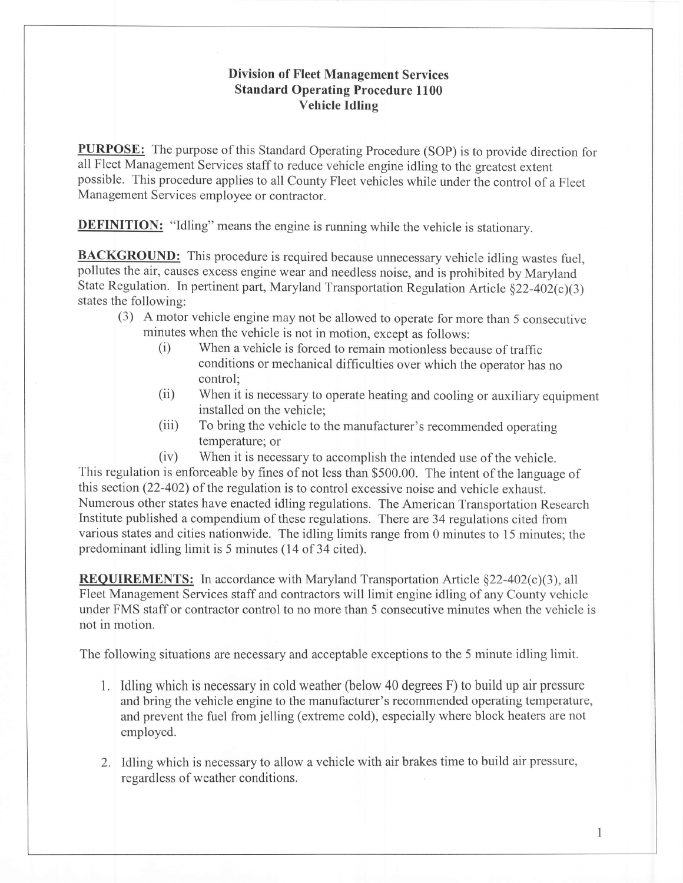# Division of Fleet Management Services
## Standard Operating Procedure 1100
## Vehicle Idling

**PURPOSE:** The purpose of this Standard Operating Procedure (SOP) is to provide direction for all Fleet Management Services staff to reduce vehicle engine idling to the greatest extent possible. This procedure applies to all County Fleet vehicles while under the control of a Fleet Management Services employee or contractor.

**DEFINITION:** "Idling" means the engine is running while the vehicle is stationary.

**BACKGROUND:** This procedure is required because unnecessary vehicle idling wastes fuel, pollutes the air, causes excess engine wear and needless noise, and is prohibited by Maryland State Regulation. In pertinent part, Maryland Transportation Regulation Article §22-402(c)(3) states the following:

(3) A motor vehicle engine may not be allowed to operate for more than 5 consecutive minutes when the vehicle is not in motion, except as follows:

- (i) When a vehicle is forced to remain motionless because of traffic conditions or mechanical difficulties over which the operator has no control;
- (ii) When it is necessary to operate heating and cooling or auxiliary equipment installed on the vehicle;
- (iii) To bring the vehicle to the manufacturer's recommended operating temperature; or
- (iv) When it is necessary to accomplish the intended use of the vehicle.

This regulation is enforceable by fines of not less than $500.00. The intent of the language of this section (22-402) of the regulation is to control excessive noise and vehicle exhaust. Numerous other states have enacted idling regulations. The American Transportation Research Institute published a compendium of these regulations. There are 34 regulations cited from various states and cities nationwide. The idling limits range from 0 minutes to 15 minutes; the predominant idling limit is 5 minutes (14 of 34 cited).

**REQUIREMENTS:** In accordance with Maryland Transportation Article §22-402(c)(3), all Fleet Management Services staff and contractors will limit engine idling of any County vehicle under FMS staff or contractor control to no more than 5 consecutive minutes when the vehicle is not in motion.

The following situations are necessary and acceptable exceptions to the 5 minute idling limit.

1. Idling which is necessary in cold weather (below 40 degrees F) to build up air pressure and bring the vehicle engine to the manufacturer's recommended operating temperature, and prevent the fuel from jelling (extreme cold), especially where block heaters are not employed.

2. Idling which is necessary to allow a vehicle with air brakes time to build air pressure, regardless of weather conditions.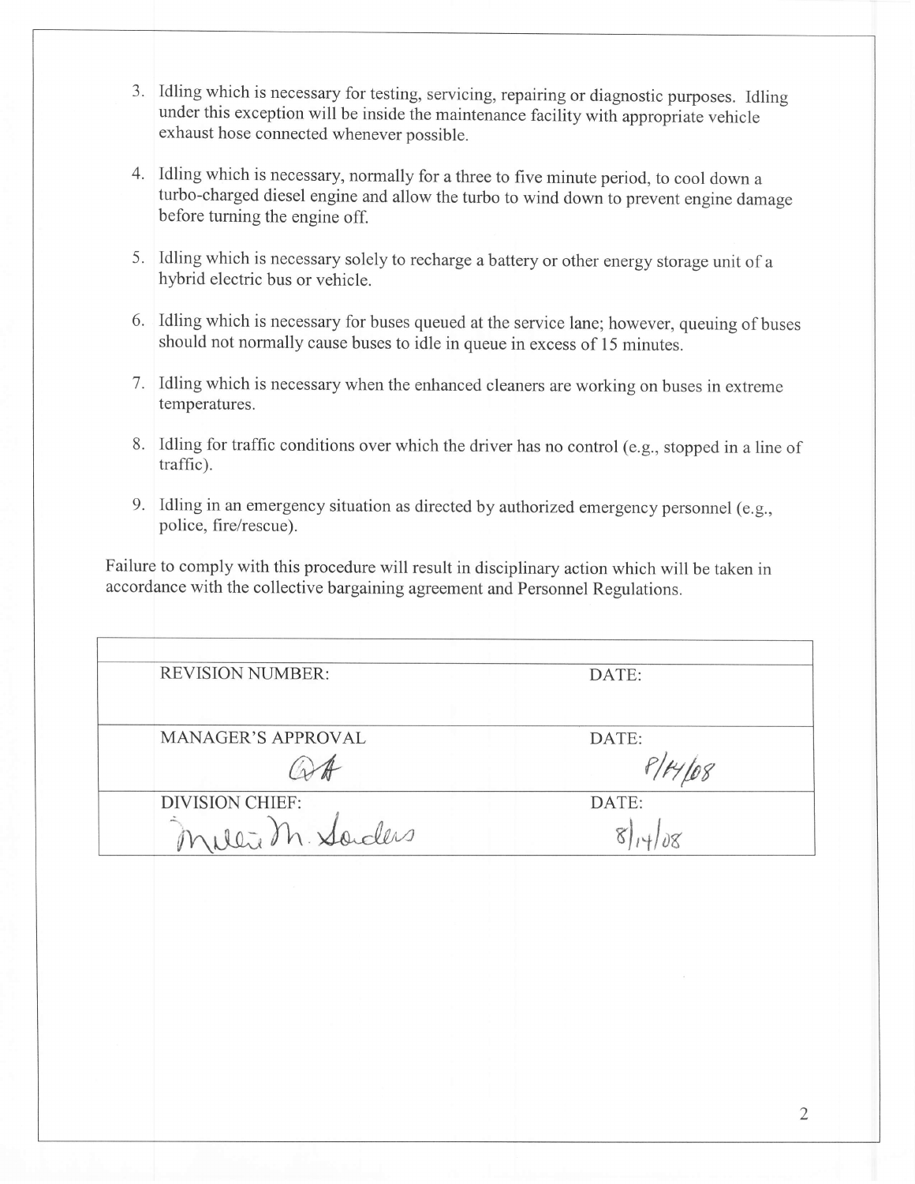3. Idling which is necessary for testing, servicing, repairing or diagnostic purposes. Idling under this exception will be inside the maintenance facility with appropriate vehicle exhaust hose connected whenever possible.

4. Idling which is necessary, normally for a three to five minute period, to cool down a turbo-charged diesel engine and allow the turbo to wind down to prevent engine damage before turning the engine off.

5. Idling which is necessary solely to recharge a battery or other energy storage unit of a hybrid electric bus or vehicle.

6. Idling which is necessary for buses queued at the service lane; however, queuing of buses should not normally cause buses to idle in queue in excess of 15 minutes.

7. Idling which is necessary when the enhanced cleaners are working on buses in extreme temperatures.

8. Idling for traffic conditions over which the driver has no control (e.g., stopped in a line of traffic).

9. Idling in an emergency situation as directed by authorized emergency personnel (e.g., police, fire/rescue).

Failure to comply with this procedure will result in disciplinary action which will be taken in accordance with the collective bargaining agreement and Personnel Regulations.

| | |
|---|---|
| REVISION NUMBER: | DATE: |
| MANAGER'S APPROVAL<br>QA | DATE:<br>8/14/08 |
| DIVISION CHIEF:<br>Millie M. Sanders | DATE:<br>8/14/08 |